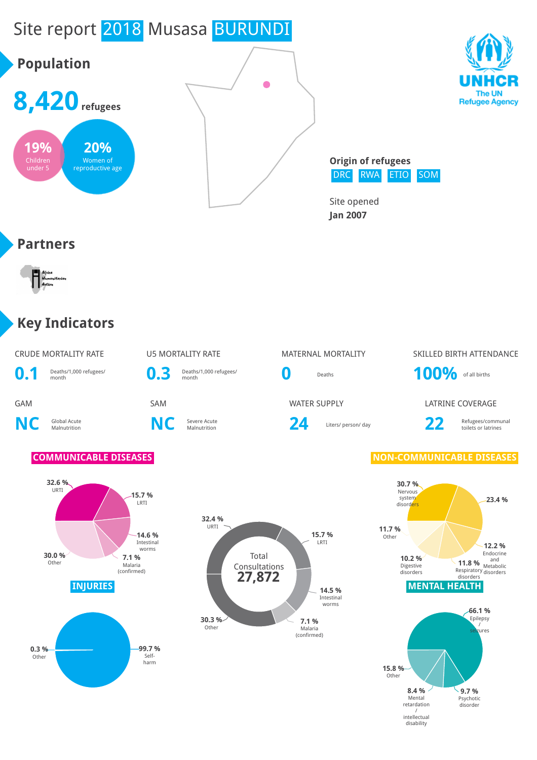# Site report 2018 Musasa BURUNDI

UNHCR
The UN Refugee Agency

## Population

**8,420** refugees

**19%** Children under 5

**20%** Women of reproductive age

**Origin of refugees**

DRC RWA ETIO SOM

Site opened
**Jan 2007**

## Partners

Africa Humanitarian Action

## Key Indicators

| CRUDE MORTALITY RATE | U5 MORTALITY RATE | MATERNAL MORTALITY | SKILLED BIRTH ATTENDANCE |
|---|---|---|---|
| **0.1** Deaths/1,000 refugees/ month | **0.3** Deaths/1,000 refugees/ month | **0** Deaths | **100%** of all births |

| GAM | SAM | WATER SUPPLY | LATRINE COVERAGE |
|---|---|---|---|
| **NC** Global Acute Malnutrition | **NC** Severe Acute Malnutrition | **24** Liters/ person/ day | **22** Refugees/communal toilets or latrines |

### COMMUNICABLE DISEASES

- 32.6 % URTI
- 15.7 % LRTI
- 14.6 % Intestinal worms
- 7.1 % Malaria (confirmed)
- 30.0 % Other

### Total Consultations 27,872

- 32.4 % URTI
- 15.7 % LRTI
- 14.5 % Intestinal worms
- 7.1 % Malaria (confirmed)
- 30.3 % Other

### NON-COMMUNICABLE DISEASES

- 30.7 % Nervous system disorders
- 23.4 %
- 12.2 % Endocrine and Metabolic disorders
- 11.8 % Respiratory disorders
- 10.2 % Digestive disorders
- 11.7 % Other

### INJURIES

- 99.7 % Self-harm
- 0.3 % Other

### MENTAL HEALTH

- 66.1 % Epilepsy / seizures
- 9.7 % Psychotic disorder
- 8.4 % Mental retardation / intellectual disability
- 15.8 % Other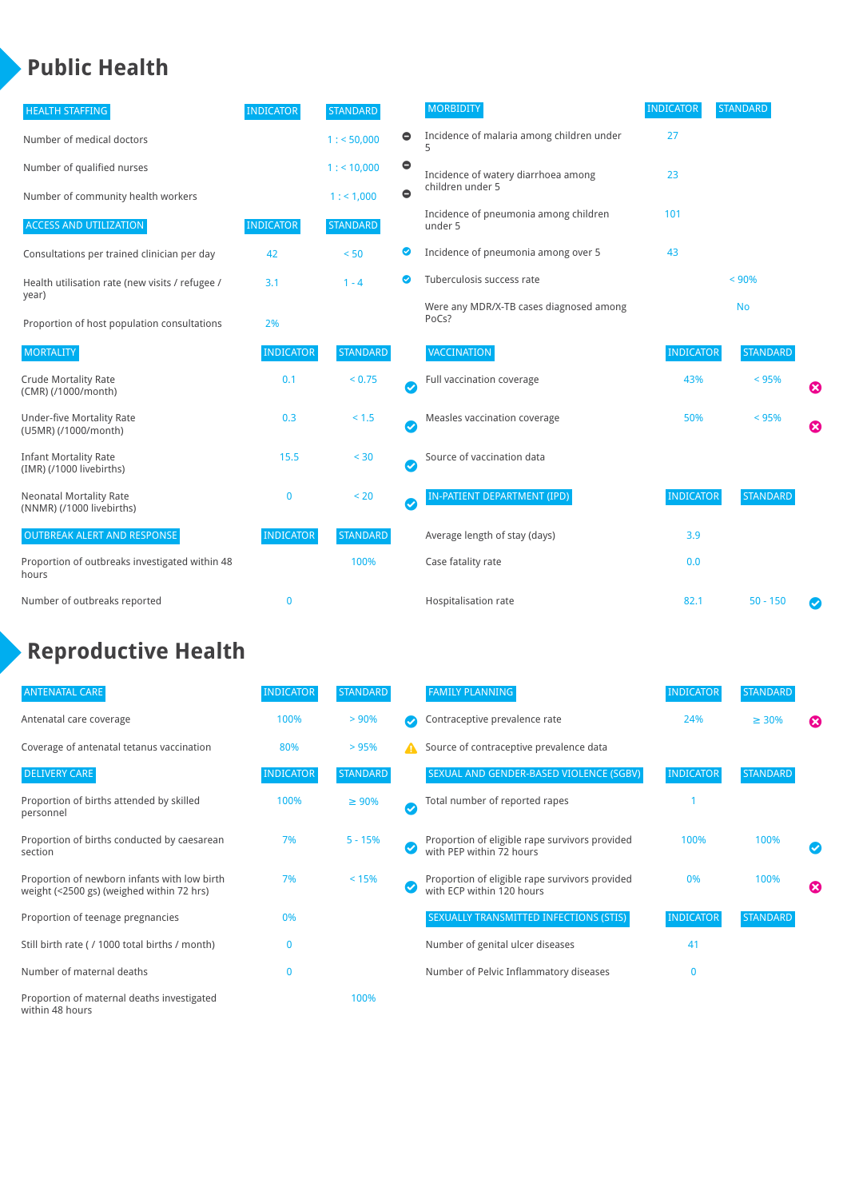# Public Health

| HEALTH STAFFING | INDICATOR | STANDARD |
|---|---|---|
| Number of medical doctors | | 1 : < 50,000 |
| Number of qualified nurses | | 1 : < 10,000 |
| Number of community health workers | | 1 : < 1,000 |

| ACCESS AND UTILIZATION | INDICATOR | STANDARD |
|---|---|---|
| Consultations per trained clinician per day | 42 | < 50 |
| Health utilisation rate (new visits / refugee / year) | 3.1 | 1 - 4 |
| Proportion of host population consultations | 2% | |

| MORTALITY | INDICATOR | STANDARD |
|---|---|---|
| Crude Mortality Rate (CMR) (/1000/month) | 0.1 | < 0.75 |
| Under-five Mortality Rate (U5MR) (/1000/month) | 0.3 | < 1.5 |
| Infant Mortality Rate (IMR) (/1000 livebirths) | 15.5 | < 30 |
| Neonatal Mortality Rate (NNMR) (/1000 livebirths) | 0 | < 20 |

| OUTBREAK ALERT AND RESPONSE | INDICATOR | STANDARD |
|---|---|---|
| Proportion of outbreaks investigated within 48 hours | | 100% |
| Number of outbreaks reported | 0 | |

| MORBIDITY | INDICATOR | STANDARD |
|---|---|---|
| Incidence of malaria among children under 5 | 27 | |
| Incidence of watery diarrhoea among children under 5 | 23 | |
| Incidence of pneumonia among children under 5 | 101 | |
| Incidence of pneumonia among over 5 | 43 | |
| Tuberculosis success rate | | < 90% |
| Were any MDR/X-TB cases diagnosed among PoCs? | | No |

| VACCINATION | INDICATOR | STANDARD |
|---|---|---|
| Full vaccination coverage | 43% | < 95% |
| Measles vaccination coverage | 50% | < 95% |
| Source of vaccination data | | |

| IN-PATIENT DEPARTMENT (IPD) | INDICATOR | STANDARD |
|---|---|---|
| Average length of stay (days) | 3.9 | |
| Case fatality rate | 0.0 | |
| Hospitalisation rate | 82.1 | 50 - 150 |

# Reproductive Health

| ANTENATAL CARE | INDICATOR | STANDARD |
|---|---|---|
| Antenatal care coverage | 100% | > 90% |
| Coverage of antenatal tetanus vaccination | 80% | > 95% |

| DELIVERY CARE | INDICATOR | STANDARD |
|---|---|---|
| Proportion of births attended by skilled personnel | 100% | ≥ 90% |
| Proportion of births conducted by caesarean section | 7% | 5 - 15% |
| Proportion of newborn infants with low birth weight (<2500 gs) (weighed within 72 hrs) | 7% | < 15% |
| Proportion of teenage pregnancies | 0% | |
| Still birth rate ( / 1000 total births / month) | 0 | |
| Number of maternal deaths | 0 | |
| Proportion of maternal deaths investigated within 48 hours | | 100% |

| FAMILY PLANNING | INDICATOR | STANDARD |
|---|---|---|
| Contraceptive prevalence rate | 24% | ≥ 30% |
| Source of contraceptive prevalence data | | |

| SEXUAL AND GENDER-BASED VIOLENCE (SGBV) | INDICATOR | STANDARD |
|---|---|---|
| Total number of reported rapes | 1 | |
| Proportion of eligible rape survivors provided with PEP within 72 hours | 100% | 100% |
| Proportion of eligible rape survivors provided with ECP within 120 hours | 0% | 100% |

| SEXUALLY TRANSMITTED INFECTIONS (STIS) | INDICATOR | STANDARD |
|---|---|---|
| Number of genital ulcer diseases | 41 | |
| Number of Pelvic Inflammatory diseases | 0 | |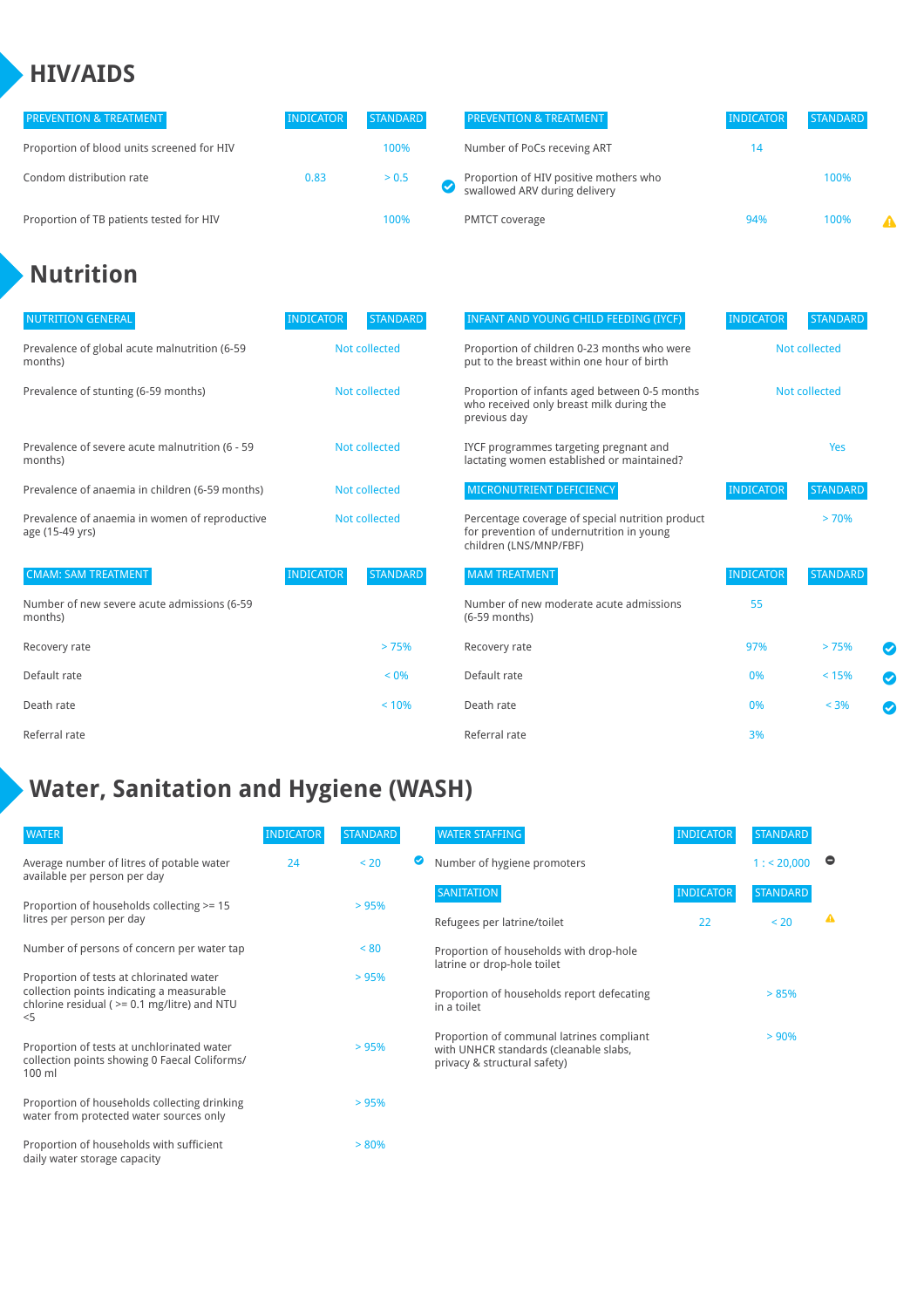# HIV/AIDS

| PREVENTION & TREATMENT | INDICATOR | STANDARD |
|---|---|---|
| Proportion of blood units screened for HIV | | 100% |
| Condom distribution rate | 0.83 | > 0.5 |
| Proportion of TB patients tested for HIV | | 100% |

| PREVENTION & TREATMENT | INDICATOR | STANDARD |
|---|---|---|
| Number of PoCs receving ART | 14 | |
| Proportion of HIV positive mothers who swallowed ARV during delivery | | 100% |
| PMTCT coverage | 94% | 100% |

# Nutrition

| NUTRITION GENERAL | INDICATOR | STANDARD |
|---|---|---|
| Prevalence of global acute malnutrition (6-59 months) | Not collected | |
| Prevalence of stunting (6-59 months) | Not collected | |
| Prevalence of severe acute malnutrition (6 - 59 months) | Not collected | |
| Prevalence of anaemia in children (6-59 months) | Not collected | |
| Prevalence of anaemia in women of reproductive age (15-49 yrs) | Not collected | |

| INFANT AND YOUNG CHILD FEEDING (IYCF) | INDICATOR | STANDARD |
|---|---|---|
| Proportion of children 0-23 months who were put to the breast within one hour of birth | Not collected | |
| Proportion of infants aged between 0-5 months who received only breast milk during the previous day | Not collected | |
| IYCF programmes targeting pregnant and lactating women established or maintained? | | Yes |

| MICRONUTRIENT DEFICIENCY | INDICATOR | STANDARD |
|---|---|---|
| Percentage coverage of special nutrition product for prevention of undernutrition in young children (LNS/MNP/FBF) | | > 70% |

| CMAM: SAM TREATMENT | INDICATOR | STANDARD |
|---|---|---|
| Number of new severe acute admissions (6-59 months) | | |
| Recovery rate | | > 75% |
| Default rate | | < 0% |
| Death rate | | < 10% |
| Referral rate | | |

| MAM TREATMENT | INDICATOR | STANDARD |
|---|---|---|
| Number of new moderate acute admissions (6-59 months) | 55 | |
| Recovery rate | 97% | > 75% |
| Default rate | 0% | < 15% |
| Death rate | 0% | < 3% |
| Referral rate | 3% | |

# Water, Sanitation and Hygiene (WASH)

| WATER | INDICATOR | STANDARD |
|---|---|---|
| Average number of litres of potable water available per person per day | 24 | < 20 |
| Proportion of households collecting >= 15 litres per person per day | | > 95% |
| Number of persons of concern per water tap | | < 80 |
| Proportion of tests at chlorinated water collection points indicating a measurable chlorine residual ( >= 0.1 mg/litre) and NTU <5 | | > 95% |
| Proportion of tests at unchlorinated water collection points showing 0 Faecal Coliforms/ 100 ml | | > 95% |
| Proportion of households collecting drinking water from protected water sources only | | > 95% |
| Proportion of households with sufficient daily water storage capacity | | > 80% |

| WATER STAFFING | INDICATOR | STANDARD |
|---|---|---|
| Number of hygiene promoters | | 1 : < 20,000 |

| SANITATION | INDICATOR | STANDARD |
|---|---|---|
| Refugees per latrine/toilet | 22 | < 20 |
| Proportion of households with drop-hole latrine or drop-hole toilet | | |
| Proportion of households report defecating in a toilet | | > 85% |
| Proportion of communal latrines compliant with UNHCR standards (cleanable slabs, privacy & structural safety) | | > 90% |